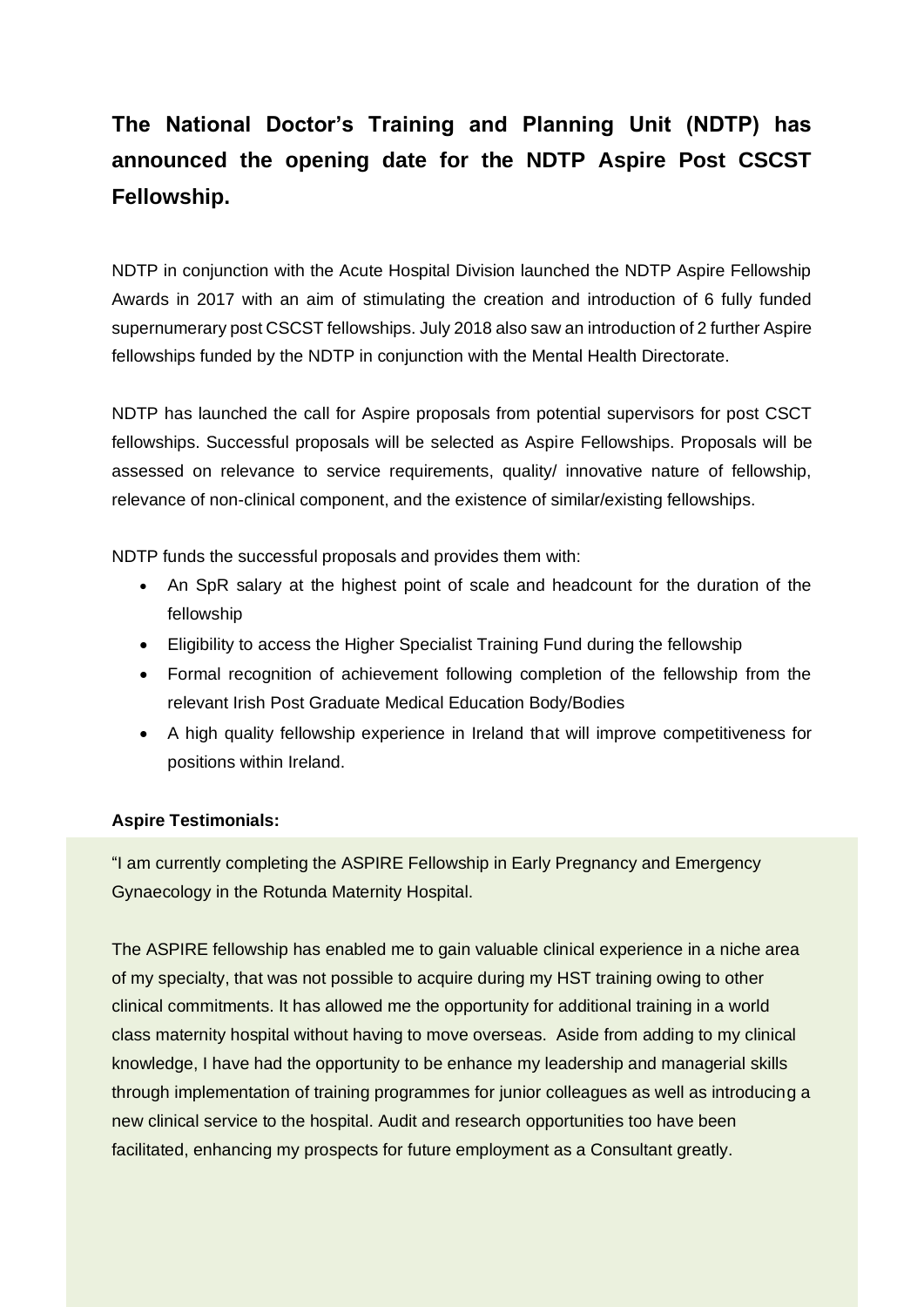## The National Doctor's Training and Planning Unit (NDTP) has announced the opening date for the NDTP Aspire Post CSCST Fellowship.

NDTP in conjunction with the Acute Hospital Division launched the NDTP Aspire Fellowship Awards in 2017 with an aim of stimulating the creation and introduction of 6 fully funded supernumerary post CSCST fellowships. July 2018 also saw an introduction of 2 further Aspire fellowships funded by the NDTP in conjunction with the Mental Health Directorate.

NDTP has launched the call for Aspire proposals from potential supervisors for post CSCT fellowships. Successful proposals will be selected as Aspire Fellowships. Proposals will be assessed on relevance to service requirements, quality/ innovative nature of fellowship, relevance of non-clinical component, and the existence of similar/existing fellowships.

NDTP funds the successful proposals and provides them with:

- An SpR salary at the highest point of scale and headcount for the duration of the fellowship
- Eligibility to access the Higher Specialist Training Fund during the fellowship
- Formal recognition of achievement following completion of the fellowship from the relevant Irish Post Graduate Medical Education Body/Bodies
- A high quality fellowship experience in Ireland that will improve competitiveness for positions within Ireland.

**Aspire Testimonials:**

"I am currently completing the ASPIRE Fellowship in Early Pregnancy and Emergency Gynaecology in the Rotunda Maternity Hospital.

The ASPIRE fellowship has enabled me to gain valuable clinical experience in a niche area of my specialty, that was not possible to acquire during my HST training owing to other clinical commitments. It has allowed me the opportunity for additional training in a world class maternity hospital without having to move overseas. Aside from adding to my clinical knowledge, I have had the opportunity to be enhance my leadership and managerial skills through implementation of training programmes for junior colleagues as well as introducing a new clinical service to the hospital. Audit and research opportunities too have been facilitated, enhancing my prospects for future employment as a Consultant greatly.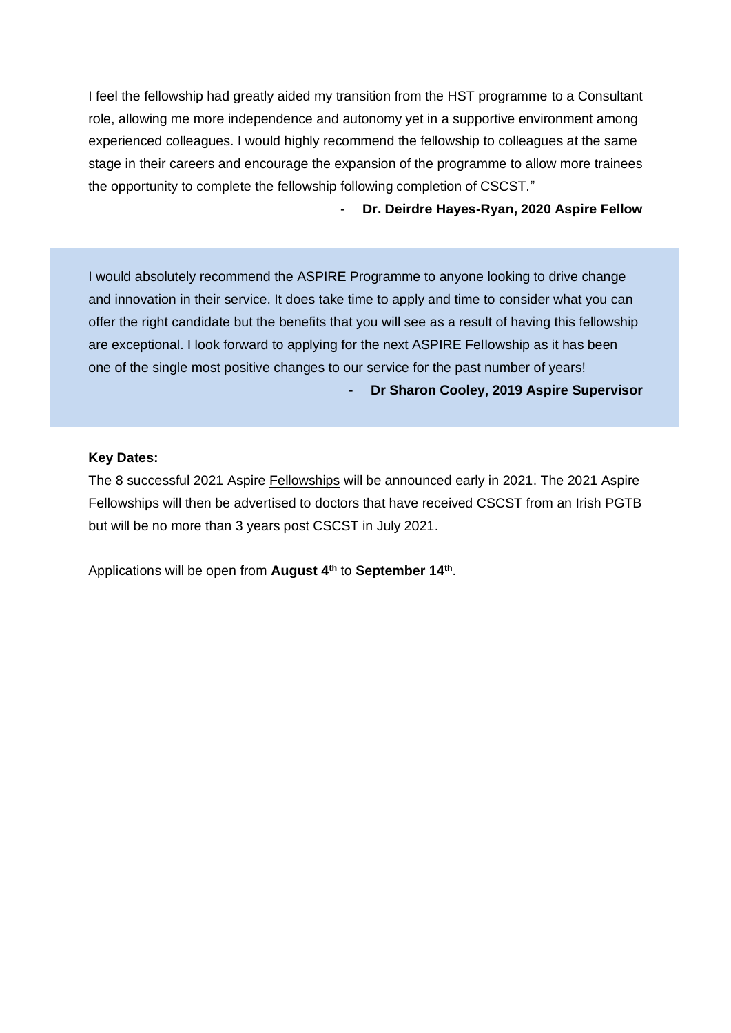I feel the fellowship had greatly aided my transition from the HST programme to a Consultant role, allowing me more independence and autonomy yet in a supportive environment among experienced colleagues. I would highly recommend the fellowship to colleagues at the same stage in their careers and encourage the expansion of the programme to allow more trainees the opportunity to complete the fellowship following completion of CSCST."

- **Dr. Deirdre Hayes-Ryan, 2020 Aspire Fellow**

I would absolutely recommend the ASPIRE Programme to anyone looking to drive change and innovation in their service. It does take time to apply and time to consider what you can offer the right candidate but the benefits that you will see as a result of having this fellowship are exceptional. I look forward to applying for the next ASPIRE Fellowship as it has been one of the single most positive changes to our service for the past number of years!

- **Dr Sharon Cooley, 2019 Aspire Supervisor**

**Key Dates:**

The 8 successful 2021 Aspire Fellowships will be announced early in 2021. The 2021 Aspire Fellowships will then be advertised to doctors that have received CSCST from an Irish PGTB but will be no more than 3 years post CSCST in July 2021.

Applications will be open from **August 4th** to **September 14th**.